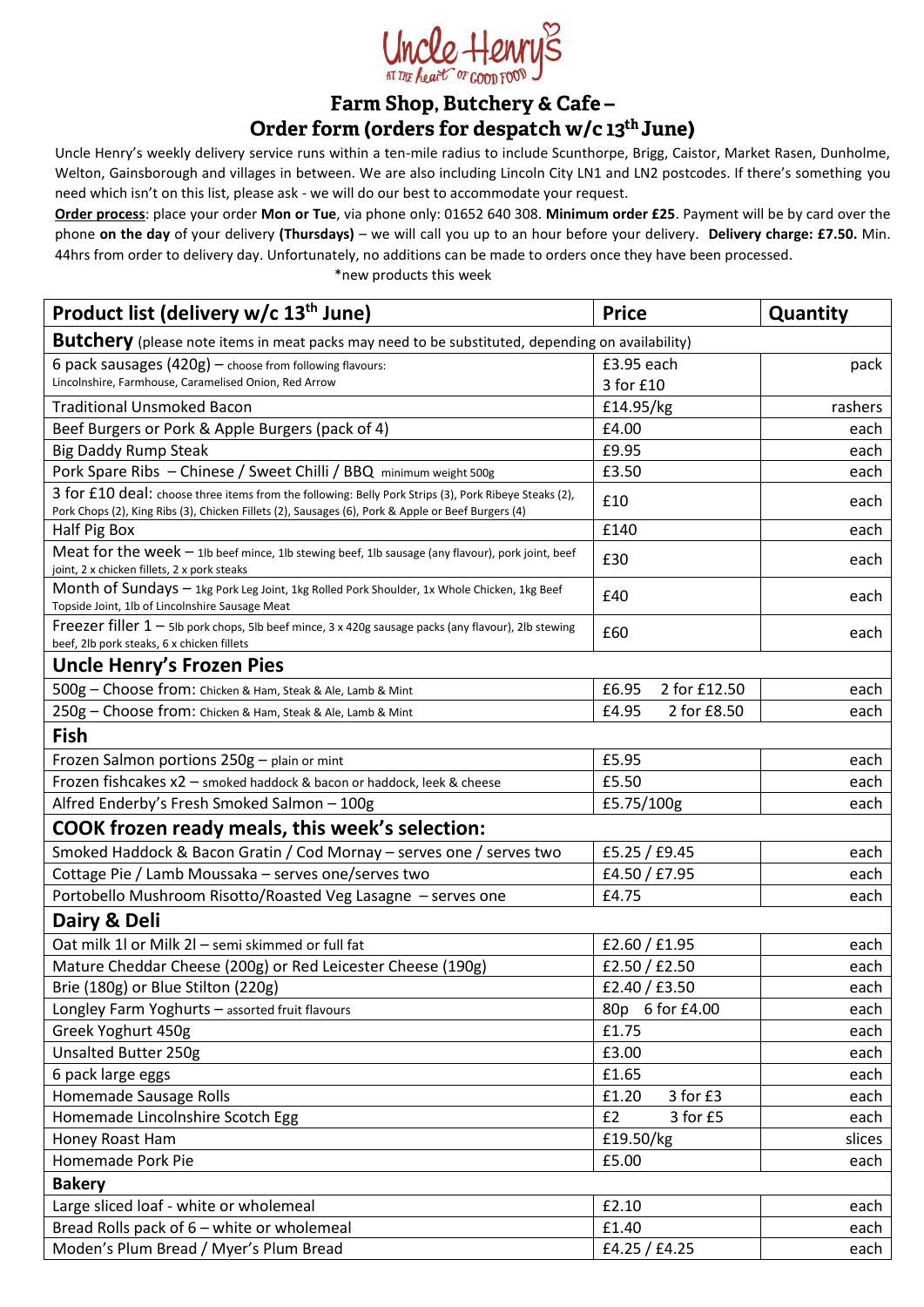# Uncle Henry's

AT THE heart OF GOOD FOOD

## Farm Shop, Butchery & Cafe – Order form (orders for despatch w/c 13th June)

Uncle Henry's weekly delivery service runs within a ten-mile radius to include Scunthorpe, Brigg, Caistor, Market Rasen, Dunholme, Welton, Gainsborough and villages in between. We are also including Lincoln City LN1 and LN2 postcodes. If there's something you need which isn't on this list, please ask - we will do our best to accommodate your request.

**Order process**: place your order **Mon or Tue**, via phone only: 01652 640 308. **Minimum order £25**. Payment will be by card over the phone **on the day** of your delivery **(Thursdays)** – we will call you up to an hour before your delivery. **Delivery charge: £7.50.** Min. 44hrs from order to delivery day. Unfortunately, no additions can be made to orders once they have been processed.

*new products this week

| Product list (delivery w/c 13th June) | Price | Quantity |
|---|---|---|
| **Butchery** (please note items in meat packs may need to be substituted, depending on availability) | | |
| 6 pack sausages (420g) – choose from following flavours: Lincolnshire, Farmhouse, Caramelised Onion, Red Arrow | £3.95 each<br>3 for £10 | pack |
| Traditional Unsmoked Bacon | £14.95/kg | rashers |
| Beef Burgers or Pork & Apple Burgers (pack of 4) | £4.00 | each |
| Big Daddy Rump Steak | £9.95 | each |
| Pork Spare Ribs – Chinese / Sweet Chilli / BBQ minimum weight 500g | £3.50 | each |
| 3 for £10 deal: choose three items from the following: Belly Pork Strips (3), Pork Ribeye Steaks (2), Pork Chops (2), King Ribs (3), Chicken Fillets (2), Sausages (6), Pork & Apple or Beef Burgers (4) | £10 | each |
| Half Pig Box | £140 | each |
| Meat for the week – 1lb beef mince, 1lb stewing beef, 1lb sausage (any flavour), pork joint, beef joint, 2 x chicken fillets, 2 x pork steaks | £30 | each |
| Month of Sundays – 1kg Pork Leg Joint, 1kg Rolled Pork Shoulder, 1x Whole Chicken, 1kg Beef Topside Joint, 1lb of Lincolnshire Sausage Meat | £40 | each |
| Freezer filler 1 – 5lb pork chops, 5lb beef mince, 3 x 420g sausage packs (any flavour), 2lb stewing beef, 2lb pork steaks, 6 x chicken fillets | £60 | each |
| **Uncle Henry's Frozen Pies** | | |
| 500g – Choose from: Chicken & Ham, Steak & Ale, Lamb & Mint | £6.95 2 for £12.50 | each |
| 250g – Choose from: Chicken & Ham, Steak & Ale, Lamb & Mint | £4.95 2 for £8.50 | each |
| **Fish** | | |
| Frozen Salmon portions 250g – plain or mint | £5.95 | each |
| Frozen fishcakes x2 – smoked haddock & bacon or haddock, leek & cheese | £5.50 | each |
| Alfred Enderby's Fresh Smoked Salmon – 100g | £5.75/100g | each |
| **COOK frozen ready meals, this week's selection:** | | |
| Smoked Haddock & Bacon Gratin / Cod Mornay – serves one / serves two | £5.25 / £9.45 | each |
| Cottage Pie / Lamb Moussaka – serves one/serves two | £4.50 / £7.95 | each |
| Portobello Mushroom Risotto/Roasted Veg Lasagne – serves one | £4.75 | each |
| **Dairy & Deli** | | |
| Oat milk 1l or Milk 2l – semi skimmed or full fat | £2.60 / £1.95 | each |
| Mature Cheddar Cheese (200g) or Red Leicester Cheese (190g) | £2.50 / £2.50 | each |
| Brie (180g) or Blue Stilton (220g) | £2.40 / £3.50 | each |
| Longley Farm Yoghurts – assorted fruit flavours | 80p 6 for £4.00 | each |
| Greek Yoghurt 450g | £1.75 | each |
| Unsalted Butter 250g | £3.00 | each |
| 6 pack large eggs | £1.65 | each |
| Homemade Sausage Rolls | £1.20 3 for £3 | each |
| Homemade Lincolnshire Scotch Egg | £2 3 for £5 | each |
| Honey Roast Ham | £19.50/kg | slices |
| Homemade Pork Pie | £5.00 | each |
| **Bakery** | | |
| Large sliced loaf - white or wholemeal | £2.10 | each |
| Bread Rolls pack of 6 – white or wholemeal | £1.40 | each |
| Moden's Plum Bread / Myer's Plum Bread | £4.25 / £4.25 | each |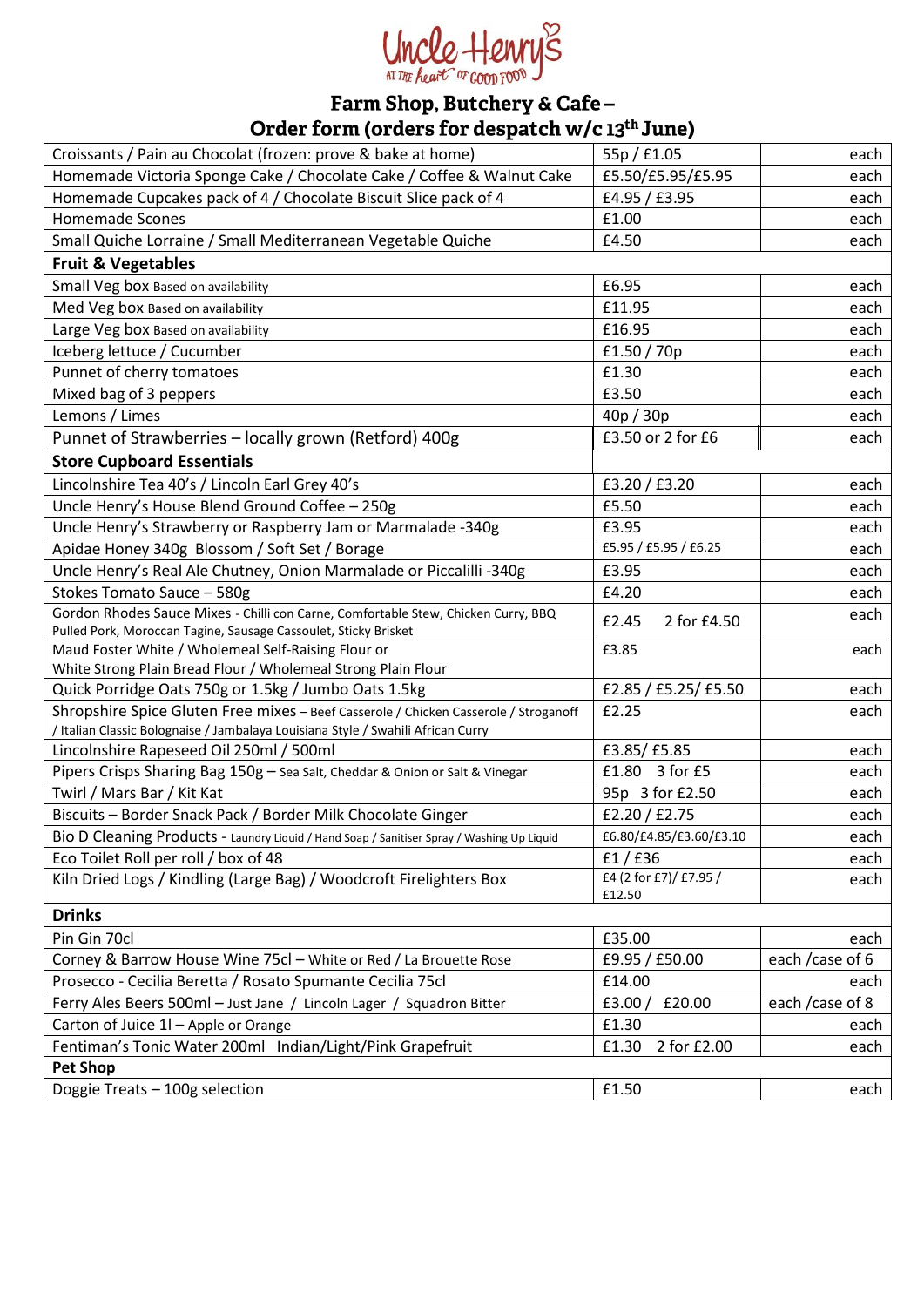Uncle Henry's

AT THE heart OF GOOD FOOD

## Farm Shop, Butchery & Cafe – Order form (orders for despatch w/c 13th June)

| | | |
|---|---|---|
| Croissants / Pain au Chocolat (frozen: prove & bake at home) | 55p / £1.05 | each |
| Homemade Victoria Sponge Cake / Chocolate Cake / Coffee & Walnut Cake | £5.50/£5.95/£5.95 | each |
| Homemade Cupcakes pack of 4 / Chocolate Biscuit Slice pack of 4 | £4.95 / £3.95 | each |
| Homemade Scones | £1.00 | each |
| Small Quiche Lorraine / Small Mediterranean Vegetable Quiche | £4.50 | each |
| **Fruit & Vegetables** | | |
| Small Veg box Based on availability | £6.95 | each |
| Med Veg box Based on availability | £11.95 | each |
| Large Veg box Based on availability | £16.95 | each |
| Iceberg lettuce / Cucumber | £1.50 / 70p | each |
| Punnet of cherry tomatoes | £1.30 | each |
| Mixed bag of 3 peppers | £3.50 | each |
| Lemons / Limes | 40p / 30p | each |
| Punnet of Strawberries – locally grown (Retford) 400g | £3.50 or 2 for £6 | each |
| **Store Cupboard Essentials** | | |
| Lincolnshire Tea 40's / Lincoln Earl Grey 40's | £3.20 / £3.20 | each |
| Uncle Henry's House Blend Ground Coffee – 250g | £5.50 | each |
| Uncle Henry's Strawberry or Raspberry Jam or Marmalade -340g | £3.95 | each |
| Apidae Honey 340g Blossom / Soft Set / Borage | £5.95 / £5.95 / £6.25 | each |
| Uncle Henry's Real Ale Chutney, Onion Marmalade or Piccalilli -340g | £3.95 | each |
| Stokes Tomato Sauce – 580g | £4.20 | each |
| Gordon Rhodes Sauce Mixes - Chilli con Carne, Comfortable Stew, Chicken Curry, BBQ Pulled Pork, Moroccan Tagine, Sausage Cassoulet, Sticky Brisket | £2.45 2 for £4.50 | each |
| Maud Foster White / Wholemeal Self-Raising Flour or White Strong Plain Bread Flour / Wholemeal Strong Plain Flour | £3.85 | each |
| Quick Porridge Oats 750g or 1.5kg / Jumbo Oats 1.5kg | £2.85 / £5.25/ £5.50 | each |
| Shropshire Spice Gluten Free mixes – Beef Casserole / Chicken Casserole / Stroganoff / Italian Classic Bolognaise / Jambalaya Louisiana Style / Swahili African Curry | £2.25 | each |
| Lincolnshire Rapeseed Oil 250ml / 500ml | £3.85/ £5.85 | each |
| Pipers Crisps Sharing Bag 150g – Sea Salt, Cheddar & Onion or Salt & Vinegar | £1.80 3 for £5 | each |
| Twirl / Mars Bar / Kit Kat | 95p 3 for £2.50 | each |
| Biscuits – Border Snack Pack / Border Milk Chocolate Ginger | £2.20 / £2.75 | each |
| Bio D Cleaning Products - Laundry Liquid / Hand Soap / Sanitiser Spray / Washing Up Liquid | £6.80/£4.85/£3.60/£3.10 | each |
| Eco Toilet Roll per roll / box of 48 | £1 / £36 | each |
| Kiln Dried Logs / Kindling (Large Bag) / Woodcroft Firelighters Box | £4 (2 for £7)/ £7.95 / £12.50 | each |
| **Drinks** | | |
| Pin Gin 70cl | £35.00 | each |
| Corney & Barrow House Wine 75cl – White or Red / La Brouette Rose | £9.95 / £50.00 | each /case of 6 |
| Prosecco - Cecilia Beretta / Rosato Spumante Cecilia 75cl | £14.00 | each |
| Ferry Ales Beers 500ml – Just Jane / Lincoln Lager / Squadron Bitter | £3.00 / £20.00 | each /case of 8 |
| Carton of Juice 1l – Apple or Orange | £1.30 | each |
| Fentiman's Tonic Water 200ml Indian/Light/Pink Grapefruit | £1.30 2 for £2.00 | each |
| **Pet Shop** | | |
| Doggie Treats – 100g selection | £1.50 | each |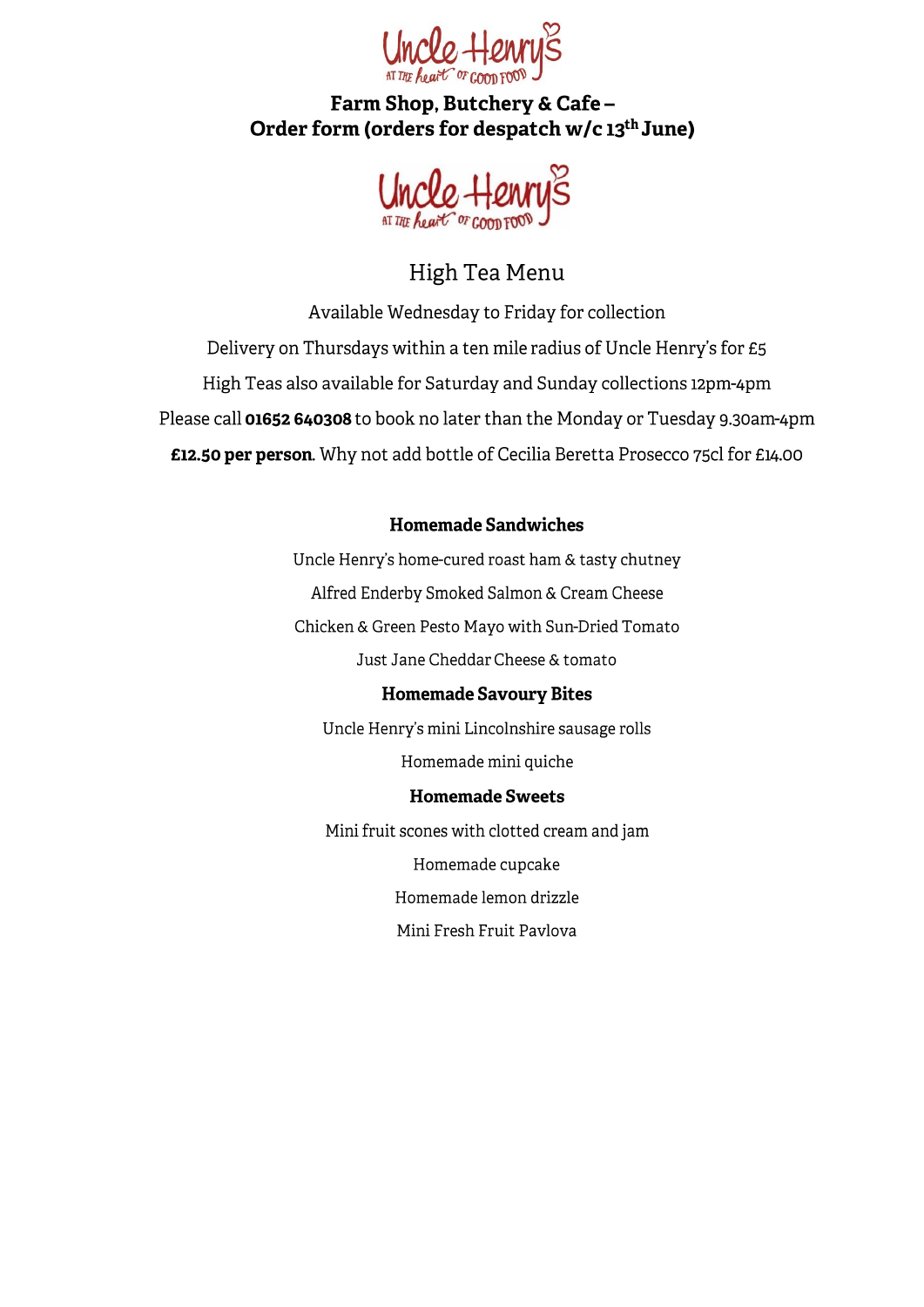# Farm Shop, Butchery & Cafe – Order form (orders for despatch w/c 13th June)

## High Tea Menu

Available Wednesday to Friday for collection

Delivery on Thursdays within a ten mile radius of Uncle Henry's for £5

High Teas also available for Saturday and Sunday collections 12pm-4pm

Please call **01652 640308** to book no later than the Monday or Tuesday 9.30am-4pm

**£12.50 per person**. Why not add bottle of Cecilia Beretta Prosecco 75cl for £14.00

### Homemade Sandwiches

Uncle Henry's home-cured roast ham & tasty chutney

Alfred Enderby Smoked Salmon & Cream Cheese

Chicken & Green Pesto Mayo with Sun-Dried Tomato

Just Jane Cheddar Cheese & tomato

### Homemade Savoury Bites

Uncle Henry's mini Lincolnshire sausage rolls

Homemade mini quiche

### Homemade Sweets

Mini fruit scones with clotted cream and jam

Homemade cupcake

Homemade lemon drizzle

Mini Fresh Fruit Pavlova